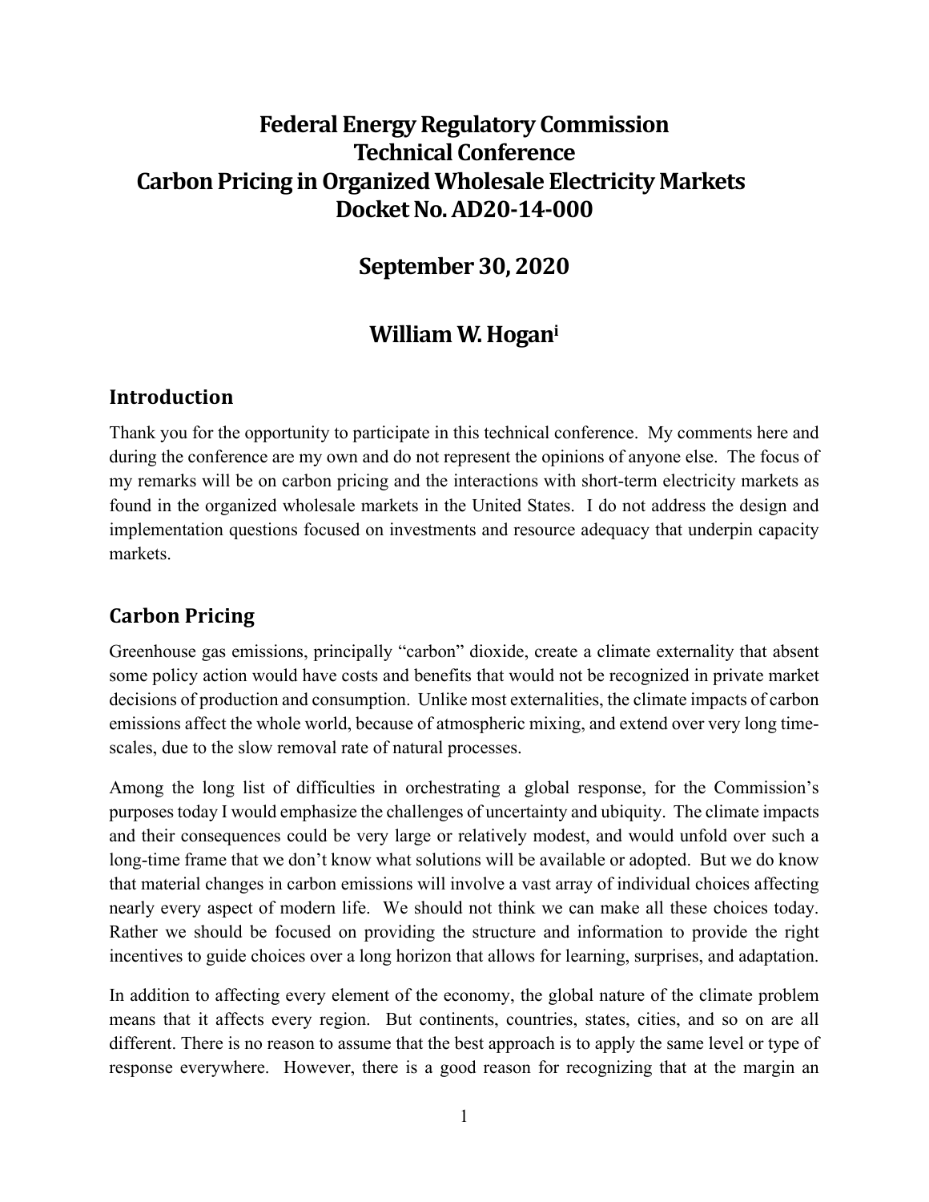# Federal Energy Regulatory Commission Technical Conference Carbon Pricing in Organized Wholesale Electricity Markets Docket No. AD20-14-000

## September 30, 2020

## William W. Hogan[i]

## Introduction

Thank you for the opportunity to participate in this technical conference. My comments here and during the conference are my own and do not represent the opinions of anyone else. The focus of my remarks will be on carbon pricing and the interactions with short-term electricity markets as found in the organized wholesale markets in the United States. I do not address the design and implementation questions focused on investments and resource adequacy that underpin capacity markets.

## Carbon Pricing

Greenhouse gas emissions, principally "carbon" dioxide, create a climate externality that absent some policy action would have costs and benefits that would not be recognized in private market decisions of production and consumption. Unlike most externalities, the climate impacts of carbon emissions affect the whole world, because of atmospheric mixing, and extend over very long time-scales, due to the slow removal rate of natural processes.

Among the long list of difficulties in orchestrating a global response, for the Commission's purposes today I would emphasize the challenges of uncertainty and ubiquity. The climate impacts and their consequences could be very large or relatively modest, and would unfold over such a long-time frame that we don't know what solutions will be available or adopted. But we do know that material changes in carbon emissions will involve a vast array of individual choices affecting nearly every aspect of modern life. We should not think we can make all these choices today. Rather we should be focused on providing the structure and information to provide the right incentives to guide choices over a long horizon that allows for learning, surprises, and adaptation.

In addition to affecting every element of the economy, the global nature of the climate problem means that it affects every region. But continents, countries, states, cities, and so on are all different. There is no reason to assume that the best approach is to apply the same level or type of response everywhere. However, there is a good reason for recognizing that at the margin an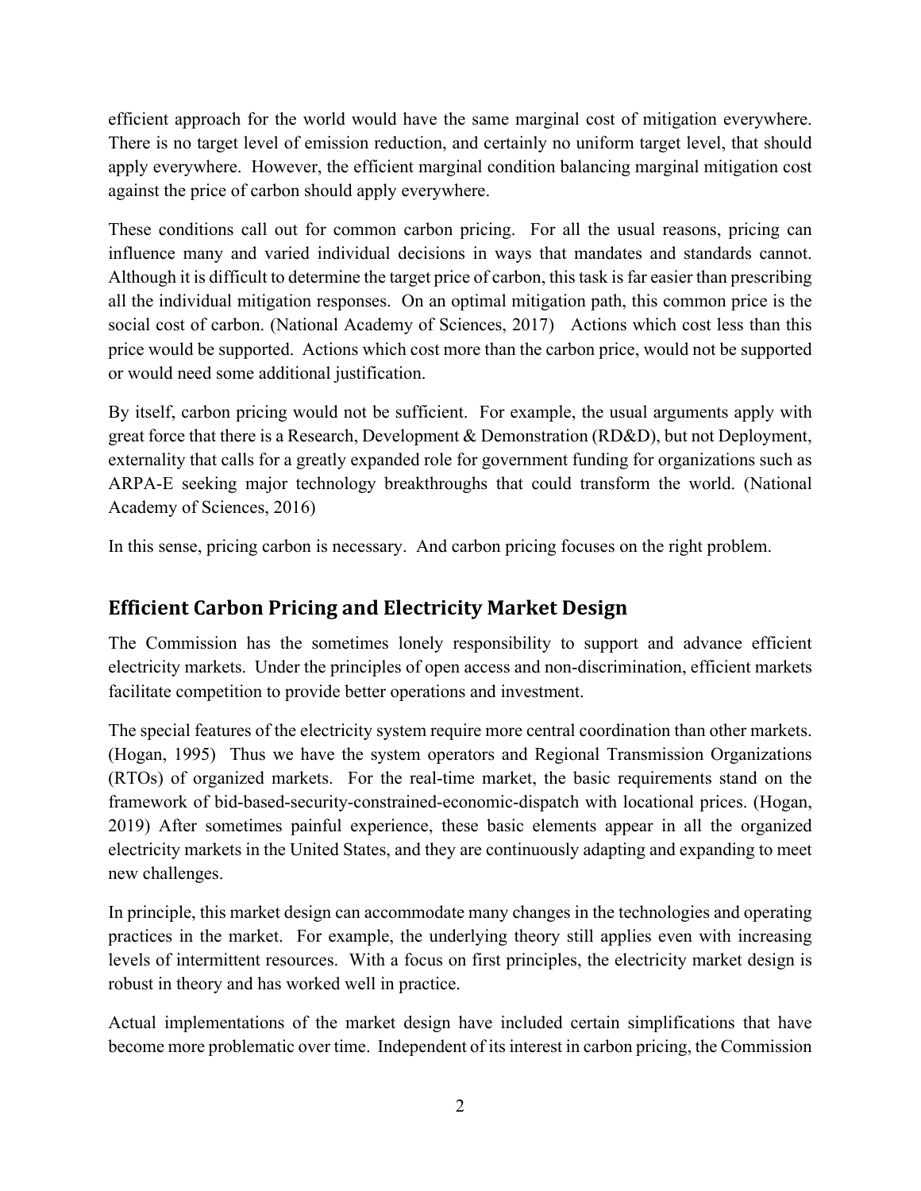efficient approach for the world would have the same marginal cost of mitigation everywhere. There is no target level of emission reduction, and certainly no uniform target level, that should apply everywhere. However, the efficient marginal condition balancing marginal mitigation cost against the price of carbon should apply everywhere.

These conditions call out for common carbon pricing. For all the usual reasons, pricing can influence many and varied individual decisions in ways that mandates and standards cannot. Although it is difficult to determine the target price of carbon, this task is far easier than prescribing all the individual mitigation responses. On an optimal mitigation path, this common price is the social cost of carbon. (National Academy of Sciences, 2017) Actions which cost less than this price would be supported. Actions which cost more than the carbon price, would not be supported or would need some additional justification.

By itself, carbon pricing would not be sufficient. For example, the usual arguments apply with great force that there is a Research, Development & Demonstration (RD&D), but not Deployment, externality that calls for a greatly expanded role for government funding for organizations such as ARPA-E seeking major technology breakthroughs that could transform the world. (National Academy of Sciences, 2016)

In this sense, pricing carbon is necessary. And carbon pricing focuses on the right problem.

## Efficient Carbon Pricing and Electricity Market Design

The Commission has the sometimes lonely responsibility to support and advance efficient electricity markets. Under the principles of open access and non-discrimination, efficient markets facilitate competition to provide better operations and investment.

The special features of the electricity system require more central coordination than other markets. (Hogan, 1995) Thus we have the system operators and Regional Transmission Organizations (RTOs) of organized markets. For the real-time market, the basic requirements stand on the framework of bid-based-security-constrained-economic-dispatch with locational prices. (Hogan, 2019) After sometimes painful experience, these basic elements appear in all the organized electricity markets in the United States, and they are continuously adapting and expanding to meet new challenges.

In principle, this market design can accommodate many changes in the technologies and operating practices in the market. For example, the underlying theory still applies even with increasing levels of intermittent resources. With a focus on first principles, the electricity market design is robust in theory and has worked well in practice.

Actual implementations of the market design have included certain simplifications that have become more problematic over time. Independent of its interest in carbon pricing, the Commission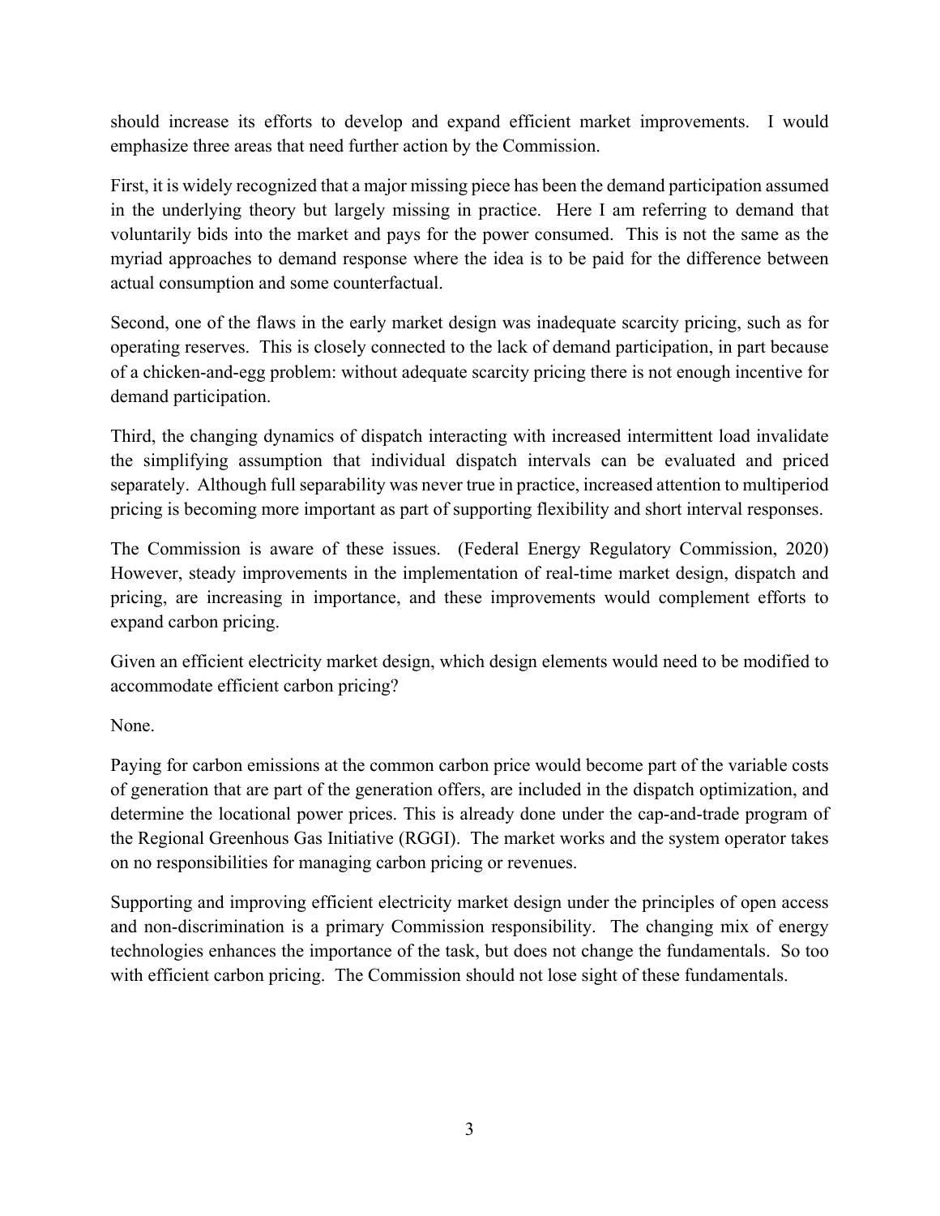should increase its efforts to develop and expand efficient market improvements. I would emphasize three areas that need further action by the Commission.

First, it is widely recognized that a major missing piece has been the demand participation assumed in the underlying theory but largely missing in practice. Here I am referring to demand that voluntarily bids into the market and pays for the power consumed. This is not the same as the myriad approaches to demand response where the idea is to be paid for the difference between actual consumption and some counterfactual.

Second, one of the flaws in the early market design was inadequate scarcity pricing, such as for operating reserves. This is closely connected to the lack of demand participation, in part because of a chicken-and-egg problem: without adequate scarcity pricing there is not enough incentive for demand participation.

Third, the changing dynamics of dispatch interacting with increased intermittent load invalidate the simplifying assumption that individual dispatch intervals can be evaluated and priced separately. Although full separability was never true in practice, increased attention to multiperiod pricing is becoming more important as part of supporting flexibility and short interval responses.

The Commission is aware of these issues. (Federal Energy Regulatory Commission, 2020) However, steady improvements in the implementation of real-time market design, dispatch and pricing, are increasing in importance, and these improvements would complement efforts to expand carbon pricing.

Given an efficient electricity market design, which design elements would need to be modified to accommodate efficient carbon pricing?

None.

Paying for carbon emissions at the common carbon price would become part of the variable costs of generation that are part of the generation offers, are included in the dispatch optimization, and determine the locational power prices. This is already done under the cap-and-trade program of the Regional Greenhous Gas Initiative (RGGI). The market works and the system operator takes on no responsibilities for managing carbon pricing or revenues.

Supporting and improving efficient electricity market design under the principles of open access and non-discrimination is a primary Commission responsibility. The changing mix of energy technologies enhances the importance of the task, but does not change the fundamentals. So too with efficient carbon pricing. The Commission should not lose sight of these fundamentals.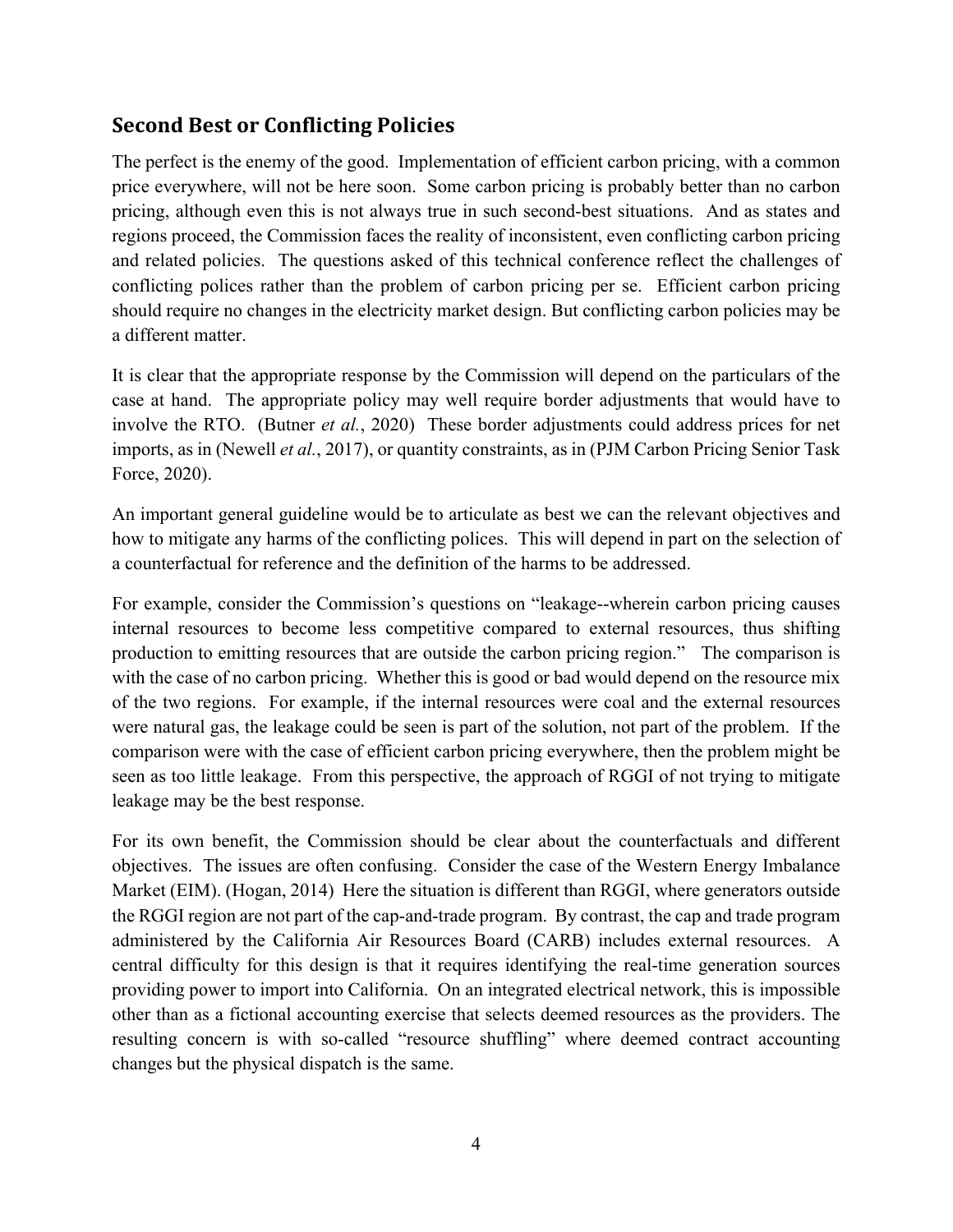## Second Best or Conflicting Policies

The perfect is the enemy of the good. Implementation of efficient carbon pricing, with a common price everywhere, will not be here soon. Some carbon pricing is probably better than no carbon pricing, although even this is not always true in such second-best situations. And as states and regions proceed, the Commission faces the reality of inconsistent, even conflicting carbon pricing and related policies. The questions asked of this technical conference reflect the challenges of conflicting polices rather than the problem of carbon pricing per se. Efficient carbon pricing should require no changes in the electricity market design. But conflicting carbon policies may be a different matter.

It is clear that the appropriate response by the Commission will depend on the particulars of the case at hand. The appropriate policy may well require border adjustments that would have to involve the RTO. (Butner *et al.*, 2020) These border adjustments could address prices for net imports, as in (Newell *et al.*, 2017), or quantity constraints, as in (PJM Carbon Pricing Senior Task Force, 2020).

An important general guideline would be to articulate as best we can the relevant objectives and how to mitigate any harms of the conflicting polices. This will depend in part on the selection of a counterfactual for reference and the definition of the harms to be addressed.

For example, consider the Commission's questions on "leakage--wherein carbon pricing causes internal resources to become less competitive compared to external resources, thus shifting production to emitting resources that are outside the carbon pricing region." The comparison is with the case of no carbon pricing. Whether this is good or bad would depend on the resource mix of the two regions. For example, if the internal resources were coal and the external resources were natural gas, the leakage could be seen is part of the solution, not part of the problem. If the comparison were with the case of efficient carbon pricing everywhere, then the problem might be seen as too little leakage. From this perspective, the approach of RGGI of not trying to mitigate leakage may be the best response.

For its own benefit, the Commission should be clear about the counterfactuals and different objectives. The issues are often confusing. Consider the case of the Western Energy Imbalance Market (EIM). (Hogan, 2014) Here the situation is different than RGGI, where generators outside the RGGI region are not part of the cap-and-trade program. By contrast, the cap and trade program administered by the California Air Resources Board (CARB) includes external resources. A central difficulty for this design is that it requires identifying the real-time generation sources providing power to import into California. On an integrated electrical network, this is impossible other than as a fictional accounting exercise that selects deemed resources as the providers. The resulting concern is with so-called "resource shuffling" where deemed contract accounting changes but the physical dispatch is the same.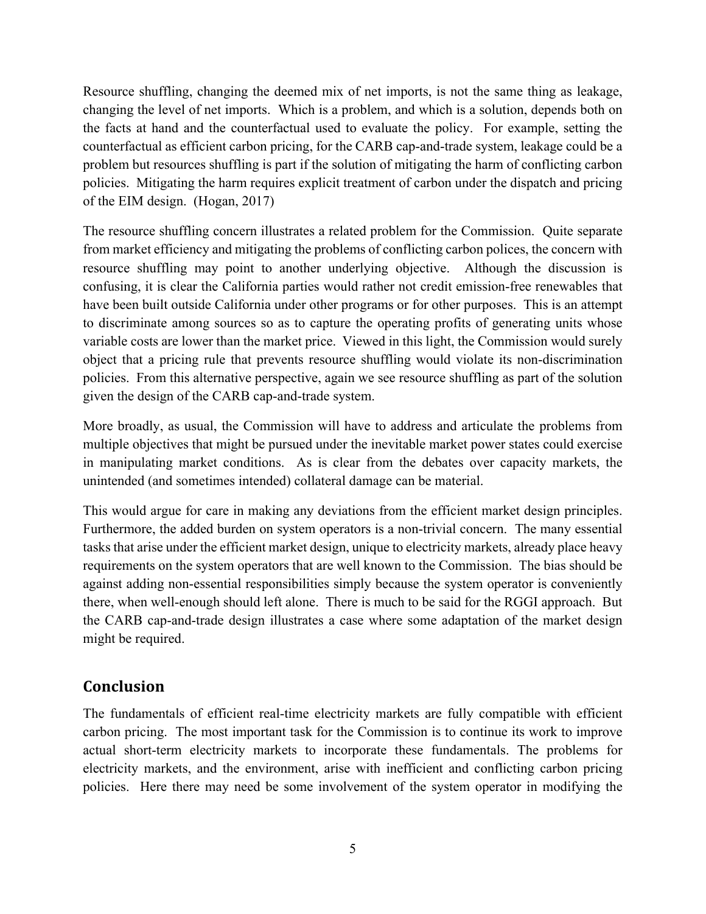Resource shuffling, changing the deemed mix of net imports, is not the same thing as leakage, changing the level of net imports. Which is a problem, and which is a solution, depends both on the facts at hand and the counterfactual used to evaluate the policy. For example, setting the counterfactual as efficient carbon pricing, for the CARB cap-and-trade system, leakage could be a problem but resources shuffling is part if the solution of mitigating the harm of conflicting carbon policies. Mitigating the harm requires explicit treatment of carbon under the dispatch and pricing of the EIM design. (Hogan, 2017)

The resource shuffling concern illustrates a related problem for the Commission. Quite separate from market efficiency and mitigating the problems of conflicting carbon polices, the concern with resource shuffling may point to another underlying objective. Although the discussion is confusing, it is clear the California parties would rather not credit emission-free renewables that have been built outside California under other programs or for other purposes. This is an attempt to discriminate among sources so as to capture the operating profits of generating units whose variable costs are lower than the market price. Viewed in this light, the Commission would surely object that a pricing rule that prevents resource shuffling would violate its non-discrimination policies. From this alternative perspective, again we see resource shuffling as part of the solution given the design of the CARB cap-and-trade system.

More broadly, as usual, the Commission will have to address and articulate the problems from multiple objectives that might be pursued under the inevitable market power states could exercise in manipulating market conditions. As is clear from the debates over capacity markets, the unintended (and sometimes intended) collateral damage can be material.

This would argue for care in making any deviations from the efficient market design principles. Furthermore, the added burden on system operators is a non-trivial concern. The many essential tasks that arise under the efficient market design, unique to electricity markets, already place heavy requirements on the system operators that are well known to the Commission. The bias should be against adding non-essential responsibilities simply because the system operator is conveniently there, when well-enough should left alone. There is much to be said for the RGGI approach. But the CARB cap-and-trade design illustrates a case where some adaptation of the market design might be required.

## Conclusion

The fundamentals of efficient real-time electricity markets are fully compatible with efficient carbon pricing. The most important task for the Commission is to continue its work to improve actual short-term electricity markets to incorporate these fundamentals. The problems for electricity markets, and the environment, arise with inefficient and conflicting carbon pricing policies. Here there may need be some involvement of the system operator in modifying the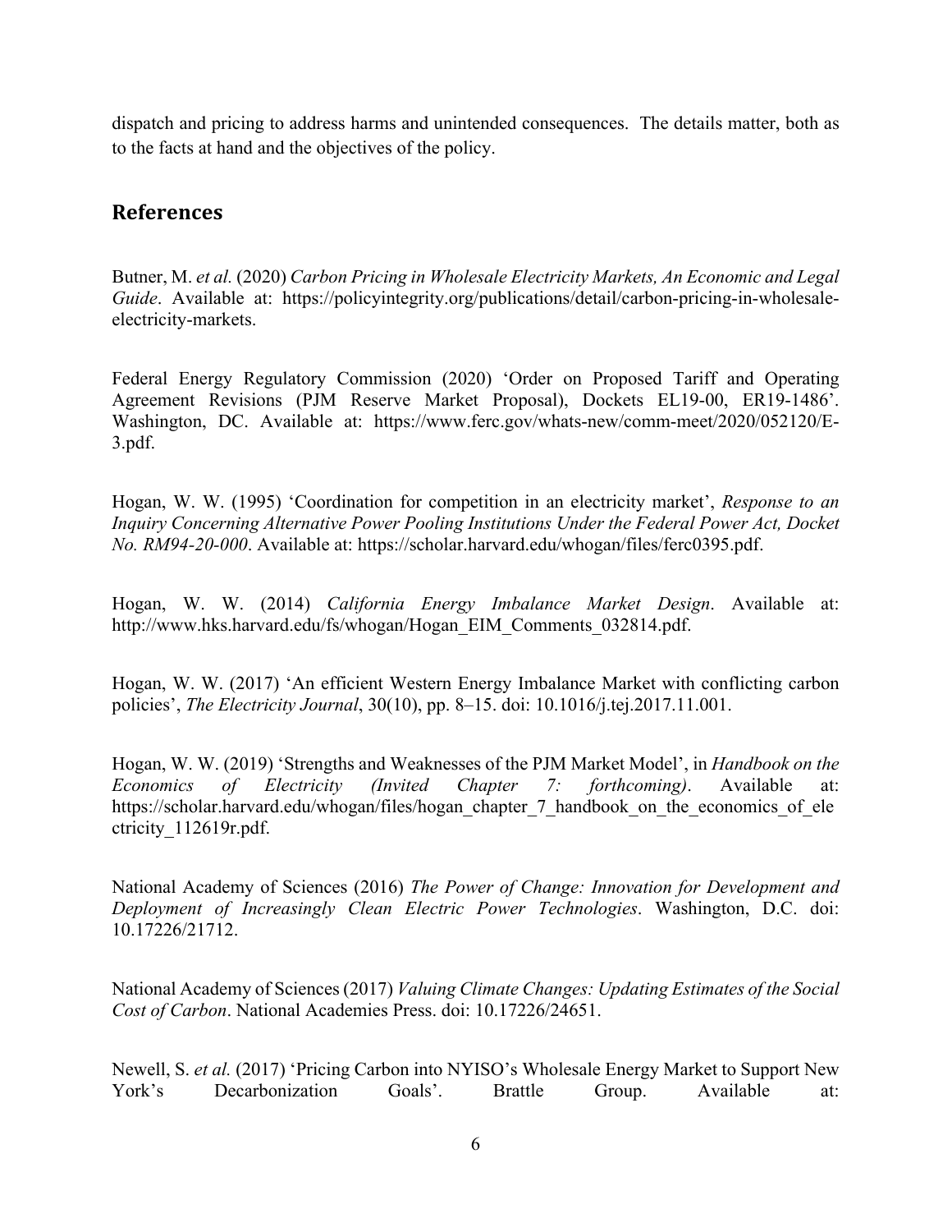dispatch and pricing to address harms and unintended consequences. The details matter, both as to the facts at hand and the objectives of the policy.

## References

Butner, M. *et al.* (2020) *Carbon Pricing in Wholesale Electricity Markets, An Economic and Legal Guide*. Available at: https://policyintegrity.org/publications/detail/carbon-pricing-in-wholesale-electricity-markets.

Federal Energy Regulatory Commission (2020) 'Order on Proposed Tariff and Operating Agreement Revisions (PJM Reserve Market Proposal), Dockets EL19-00, ER19-1486'. Washington, DC. Available at: https://www.ferc.gov/whats-new/comm-meet/2020/052120/E-3.pdf.

Hogan, W. W. (1995) 'Coordination for competition in an electricity market', *Response to an Inquiry Concerning Alternative Power Pooling Institutions Under the Federal Power Act, Docket No. RM94-20-000*. Available at: https://scholar.harvard.edu/whogan/files/ferc0395.pdf.

Hogan, W. W. (2014) *California Energy Imbalance Market Design*. Available at: http://www.hks.harvard.edu/fs/whogan/Hogan_EIM_Comments_032814.pdf.

Hogan, W. W. (2017) 'An efficient Western Energy Imbalance Market with conflicting carbon policies', *The Electricity Journal*, 30(10), pp. 8–15. doi: 10.1016/j.tej.2017.11.001.

Hogan, W. W. (2019) 'Strengths and Weaknesses of the PJM Market Model', in *Handbook on the Economics of Electricity (Invited Chapter 7: forthcoming)*. Available at: https://scholar.harvard.edu/whogan/files/hogan_chapter_7_handbook_on_the_economics_of_electricity_112619r.pdf.

National Academy of Sciences (2016) *The Power of Change: Innovation for Development and Deployment of Increasingly Clean Electric Power Technologies*. Washington, D.C. doi: 10.17226/21712.

National Academy of Sciences (2017) *Valuing Climate Changes: Updating Estimates of the Social Cost of Carbon*. National Academies Press. doi: 10.17226/24651.

Newell, S. *et al.* (2017) 'Pricing Carbon into NYISO's Wholesale Energy Market to Support New York's Decarbonization Goals'. Brattle Group. Available at: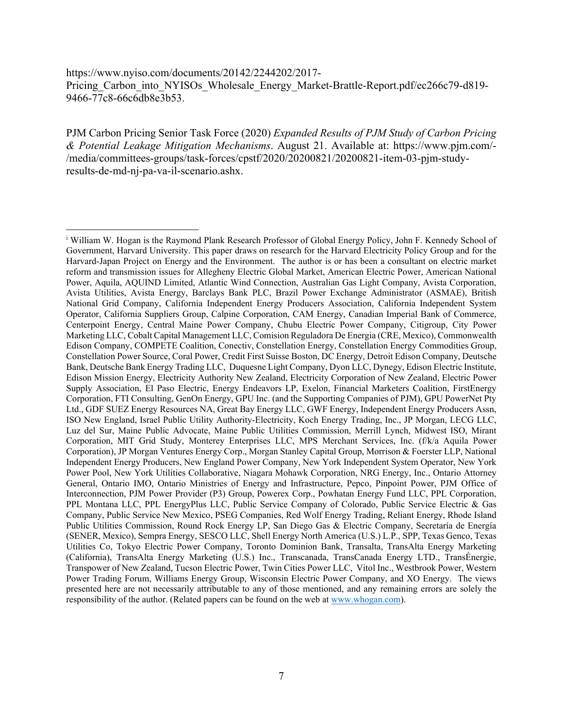https://www.nyiso.com/documents/20142/2244202/2017-Pricing_Carbon_into_NYISOs_Wholesale_Energy_Market-Brattle-Report.pdf/ec266c79-d819-9466-77c8-66c6db8e3b53.

PJM Carbon Pricing Senior Task Force (2020) *Expanded Results of PJM Study of Carbon Pricing & Potential Leakage Mitigation Mechanisms*. August 21. Available at: https://www.pjm.com/-/media/committees-groups/task-forces/cpstf/2020/20200821/20200821-item-03-pjm-study-results-de-md-nj-pa-va-il-scenario.ashx.

---

[i] William W. Hogan is the Raymond Plank Research Professor of Global Energy Policy, John F. Kennedy School of Government, Harvard University. This paper draws on research for the Harvard Electricity Policy Group and for the Harvard-Japan Project on Energy and the Environment. The author is or has been a consultant on electric market reform and transmission issues for Allegheny Electric Global Market, American Electric Power, American National Power, Aquila, AQUIND Limited, Atlantic Wind Connection, Australian Gas Light Company, Avista Corporation, Avista Utilities, Avista Energy, Barclays Bank PLC, Brazil Power Exchange Administrator (ASMAE), British National Grid Company, California Independent Energy Producers Association, California Independent System Operator, California Suppliers Group, Calpine Corporation, CAM Energy, Canadian Imperial Bank of Commerce, Centerpoint Energy, Central Maine Power Company, Chubu Electric Power Company, Citigroup, City Power Marketing LLC, Cobalt Capital Management LLC, Comision Reguladora De Energia (CRE, Mexico), Commonwealth Edison Company, COMPETE Coalition, Conectiv, Constellation Energy, Constellation Energy Commodities Group, Constellation Power Source, Coral Power, Credit First Suisse Boston, DC Energy, Detroit Edison Company, Deutsche Bank, Deutsche Bank Energy Trading LLC, Duquesne Light Company, Dyon LLC, Dynegy, Edison Electric Institute, Edison Mission Energy, Electricity Authority New Zealand, Electricity Corporation of New Zealand, Electric Power Supply Association, El Paso Electric, Energy Endeavors LP, Exelon, Financial Marketers Coalition, FirstEnergy Corporation, FTI Consulting, GenOn Energy, GPU Inc. (and the Supporting Companies of PJM), GPU PowerNet Pty Ltd., GDF SUEZ Energy Resources NA, Great Bay Energy LLC, GWF Energy, Independent Energy Producers Assn, ISO New England, Israel Public Utility Authority-Electricity, Koch Energy Trading, Inc., JP Morgan, LECG LLC, Luz del Sur, Maine Public Advocate, Maine Public Utilities Commission, Merrill Lynch, Midwest ISO, Mirant Corporation, MIT Grid Study, Monterey Enterprises LLC, MPS Merchant Services, Inc. (f/k/a Aquila Power Corporation), JP Morgan Ventures Energy Corp., Morgan Stanley Capital Group, Morrison & Foerster LLP, National Independent Energy Producers, New England Power Company, New York Independent System Operator, New York Power Pool, New York Utilities Collaborative, Niagara Mohawk Corporation, NRG Energy, Inc., Ontario Attorney General, Ontario IMO, Ontario Ministries of Energy and Infrastructure, Pepco, Pinpoint Power, PJM Office of Interconnection, PJM Power Provider (P3) Group, Powerex Corp., Powhatan Energy Fund LLC, PPL Corporation, PPL Montana LLC, PPL EnergyPlus LLC, Public Service Company of Colorado, Public Service Electric & Gas Company, Public Service New Mexico, PSEG Companies, Red Wolf Energy Trading, Reliant Energy, Rhode Island Public Utilities Commission, Round Rock Energy LP, San Diego Gas & Electric Company, Secretaría de Energía (SENER, Mexico), Sempra Energy, SESCO LLC, Shell Energy North America (U.S.) L.P., SPP, Texas Genco, Texas Utilities Co, Tokyo Electric Power Company, Toronto Dominion Bank, Transalta, TransAlta Energy Marketing (California), TransAlta Energy Marketing (U.S.) Inc., Transcanada, TransCanada Energy LTD., TransÉnergie, Transpower of New Zealand, Tucson Electric Power, Twin Cities Power LLC, Vitol Inc., Westbrook Power, Western Power Trading Forum, Williams Energy Group, Wisconsin Electric Power Company, and XO Energy. The views presented here are not necessarily attributable to any of those mentioned, and any remaining errors are solely the responsibility of the author. (Related papers can be found on the web at www.whogan.com).